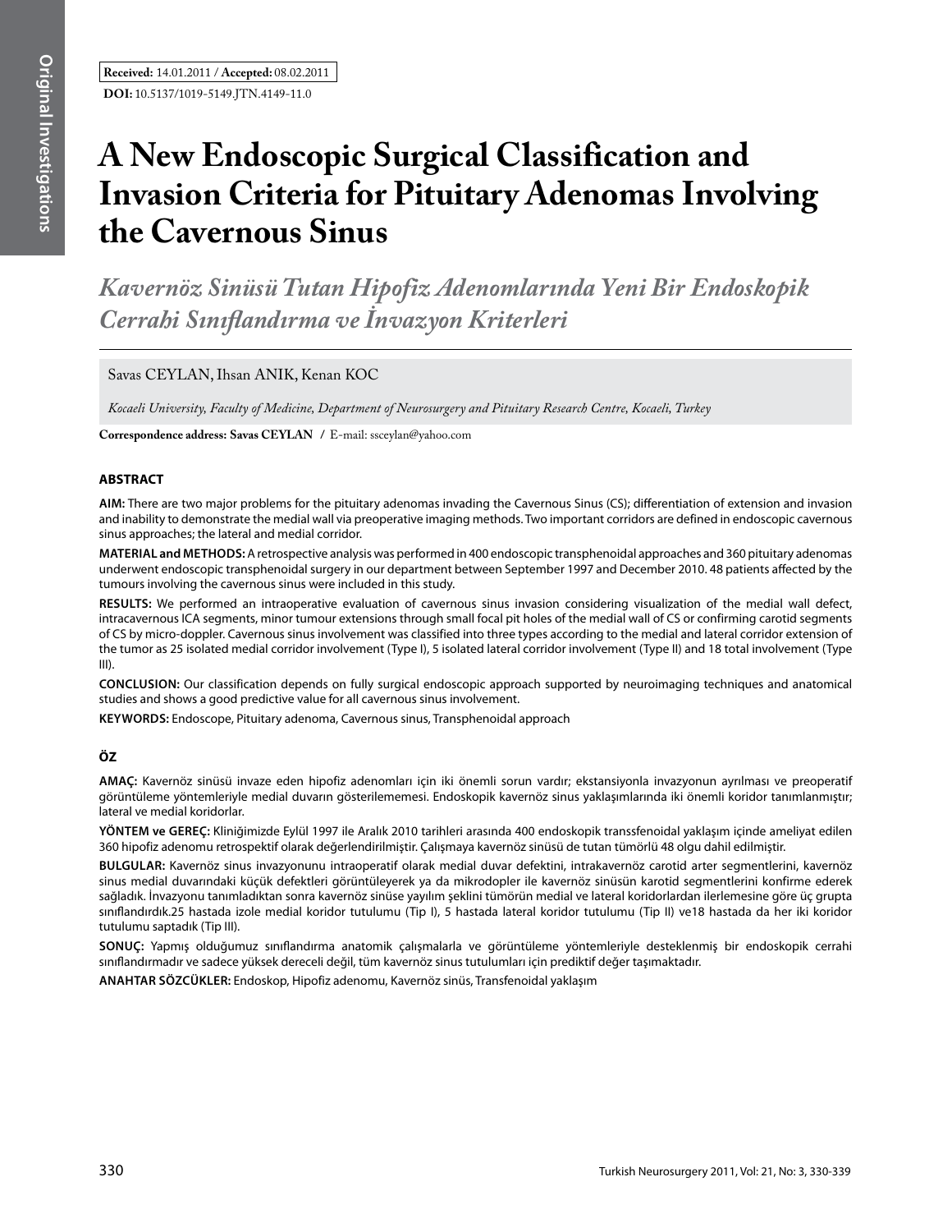**Received:** 14.01.2011 / **Accepted:** 08.02.2011

**DOI:** 10.5137/1019-5149.JTN.4149-11.0

# A New Endoscopic Surgical Classification and Invasion Criteria for Pituitary Adenomas Involving the Cavernous Sinus

## *Kavernöz Sinüsü Tutan Hipofiz Adenomlarında Yeni Bir Endoskopik Cerrahi Sınıflandırma ve İnvazyon Kriterleri*

Savas CEYLAN, Ihsan ANIK, Kenan KOC

*Kocaeli University, Faculty of Medicine, Department of Neurosurgery and Pituitary Research Centre, Kocaeli, Turkey*

**Correspondence address: Savas CEYLAN** / E-mail: ssceylan@yahoo.com

### ABSTRACT

**AIM:** There are two major problems for the pituitary adenomas invading the Cavernous Sinus (CS); differentiation of extension and invasion and inability to demonstrate the medial wall via preoperative imaging methods. Two important corridors are defined in endoscopic cavernous sinus approaches; the lateral and medial corridor.

**MATERIAL and METHODS:** A retrospective analysis was performed in 400 endoscopic transphenoidal approaches and 360 pituitary adenomas underwent endoscopic transphenoidal surgery in our department between September 1997 and December 2010. 48 patients affected by the tumours involving the cavernous sinus were included in this study.

**RESULTS:** We performed an intraoperative evaluation of cavernous sinus invasion considering visualization of the medial wall defect, intracavernous ICA segments, minor tumour extensions through small focal pit holes of the medial wall of CS or confirming carotid segments of CS by micro-doppler. Cavernous sinus involvement was classified into three types according to the medial and lateral corridor extension of the tumor as 25 isolated medial corridor involvement (Type I), 5 isolated lateral corridor involvement (Type II) and 18 total involvement (Type III).

**CONCLUSION:** Our classification depends on fully surgical endoscopic approach supported by neuroimaging techniques and anatomical studies and shows a good predictive value for all cavernous sinus involvement.

**KEYWORDS:** Endoscope, Pituitary adenoma, Cavernous sinus, Transphenoidal approach

### ÖZ

**AMAÇ:** Kavernöz sinüsü invaze eden hipofiz adenomları için iki önemli sorun vardır; ekstansiyonla invazyonun ayrılması ve preoperatif görüntüleme yöntemleriyle medial duvarın gösterilememesi. Endoskopik kavernöz sinus yaklaşımlarında iki önemli koridor tanımlanmıştır; lateral ve medial koridorlar.

**YÖNTEM ve GEREÇ:** Kliniğimizde Eylül 1997 ile Aralık 2010 tarihleri arasında 400 endoskopik transsfenoidal yaklaşım içinde ameliyat edilen 360 hipofiz adenomu retrospektif olarak değerlendirilmiştir. Çalışmaya kavernöz sinüsü de tutan tümörlü 48 olgu dahil edilmiştir.

**BULGULAR:** Kavernöz sinus invazyonunu intraoperatif olarak medial duvar defektini, intrakavernöz carotid arter segmentlerini, kavernöz sinus medial duvarındaki küçük defektleri görüntüleyerek ya da mikrodopler ile kavernöz sinüsün karotid segmentlerini konfirme ederek sağladık. İnvazyonu tanımladıktan sonra kavernöz sinüse yayılım şeklini tümörün medial ve lateral koridorlardan ilerlemesine göre üç grupta sınıflandırdık.25 hastada izole medial koridor tutulumu (Tip I), 5 hastada lateral koridor tutulumu (Tip II) ve18 hastada da her iki koridor tutulumu saptadık (Tip III).

**SONUÇ:** Yapmış olduğumuz sınıflandırma anatomik çalışmalarla ve görüntüleme yöntemleriyle desteklenmiş bir endoskopik cerrahi sınıflandırmadır ve sadece yüksek dereceli değil, tüm kavernöz sinus tutulumları için prediktif değer taşımaktadır.

**ANAHTAR SÖZCÜKLER:** Endoskop, Hipofiz adenomu, Kavernöz sinüs, Transfenoidal yaklaşım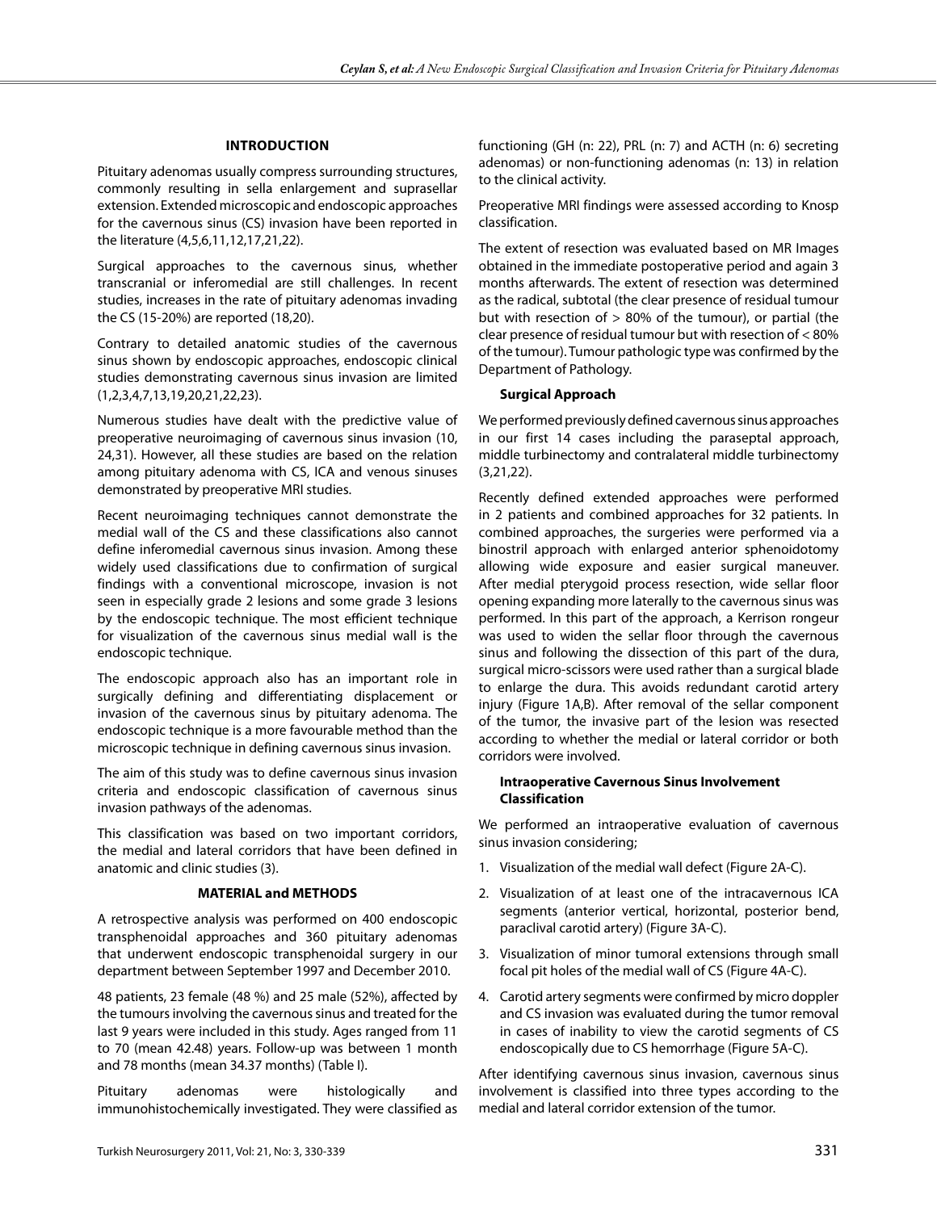## INTRODUCTION

Pituitary adenomas usually compress surrounding structures, commonly resulting in sella enlargement and suprasellar extension. Extended microscopic and endoscopic approaches for the cavernous sinus (CS) invasion have been reported in the literature (4,5,6,11,12,17,21,22).

Surgical approaches to the cavernous sinus, whether transcranial or inferomedial are still challenges. In recent studies, increases in the rate of pituitary adenomas invading the CS (15-20%) are reported (18,20).

Contrary to detailed anatomic studies of the cavernous sinus shown by endoscopic approaches, endoscopic clinical studies demonstrating cavernous sinus invasion are limited (1,2,3,4,7,13,19,20,21,22,23).

Numerous studies have dealt with the predictive value of preoperative neuroimaging of cavernous sinus invasion (10, 24,31). However, all these studies are based on the relation among pituitary adenoma with CS, ICA and venous sinuses demonstrated by preoperative MRI studies.

Recent neuroimaging techniques cannot demonstrate the medial wall of the CS and these classifications also cannot define inferomedial cavernous sinus invasion. Among these widely used classifications due to confirmation of surgical findings with a conventional microscope, invasion is not seen in especially grade 2 lesions and some grade 3 lesions by the endoscopic technique. The most efficient technique for visualization of the cavernous sinus medial wall is the endoscopic technique.

The endoscopic approach also has an important role in surgically defining and differentiating displacement or invasion of the cavernous sinus by pituitary adenoma. The endoscopic technique is a more favourable method than the microscopic technique in defining cavernous sinus invasion.

The aim of this study was to define cavernous sinus invasion criteria and endoscopic classification of cavernous sinus invasion pathways of the adenomas.

This classification was based on two important corridors, the medial and lateral corridors that have been defined in anatomic and clinic studies (3).

## MATERIAL and METHODS

A retrospective analysis was performed on 400 endoscopic transphenoidal approaches and 360 pituitary adenomas that underwent endoscopic transphenoidal surgery in our department between September 1997 and December 2010.

48 patients, 23 female (48 %) and 25 male (52%), affected by the tumours involving the cavernous sinus and treated for the last 9 years were included in this study. Ages ranged from 11 to 70 (mean 42.48) years. Follow-up was between 1 month and 78 months (mean 34.37 months) (Table I).

Pituitary adenomas were histologically and immunohistochemically investigated. They were classified as functioning (GH (n: 22), PRL (n: 7) and ACTH (n: 6) secreting adenomas) or non-functioning adenomas (n: 13) in relation to the clinical activity.

Preoperative MRI findings were assessed according to Knosp classification.

The extent of resection was evaluated based on MR Images obtained in the immediate postoperative period and again 3 months afterwards. The extent of resection was determined as the radical, subtotal (the clear presence of residual tumour but with resection of > 80% of the tumour), or partial (the clear presence of residual tumour but with resection of < 80% of the tumour). Tumour pathologic type was confirmed by the Department of Pathology.

### Surgical Approach

We performed previously defined cavernous sinus approaches in our first 14 cases including the paraseptal approach, middle turbinectomy and contralateral middle turbinectomy (3,21,22).

Recently defined extended approaches were performed in 2 patients and combined approaches for 32 patients. In combined approaches, the surgeries were performed via a binostril approach with enlarged anterior sphenoidotomy allowing wide exposure and easier surgical maneuver. After medial pterygoid process resection, wide sellar floor opening expanding more laterally to the cavernous sinus was performed. In this part of the approach, a Kerrison rongeur was used to widen the sellar floor through the cavernous sinus and following the dissection of this part of the dura, surgical micro-scissors were used rather than a surgical blade to enlarge the dura. This avoids redundant carotid artery injury (Figure 1A,B). After removal of the sellar component of the tumor, the invasive part of the lesion was resected according to whether the medial or lateral corridor or both corridors were involved.

### Intraoperative Cavernous Sinus Involvement Classification

We performed an intraoperative evaluation of cavernous sinus invasion considering;

1. Visualization of the medial wall defect (Figure 2A-C).
2. Visualization of at least one of the intracavernous ICA segments (anterior vertical, horizontal, posterior bend, paraclival carotid artery) (Figure 3A-C).
3. Visualization of minor tumoral extensions through small focal pit holes of the medial wall of CS (Figure 4A-C).
4. Carotid artery segments were confirmed by micro doppler and CS invasion was evaluated during the tumor removal in cases of inability to view the carotid segments of CS endoscopically due to CS hemorrhage (Figure 5A-C).

After identifying cavernous sinus invasion, cavernous sinus involvement is classified into three types according to the medial and lateral corridor extension of the tumor.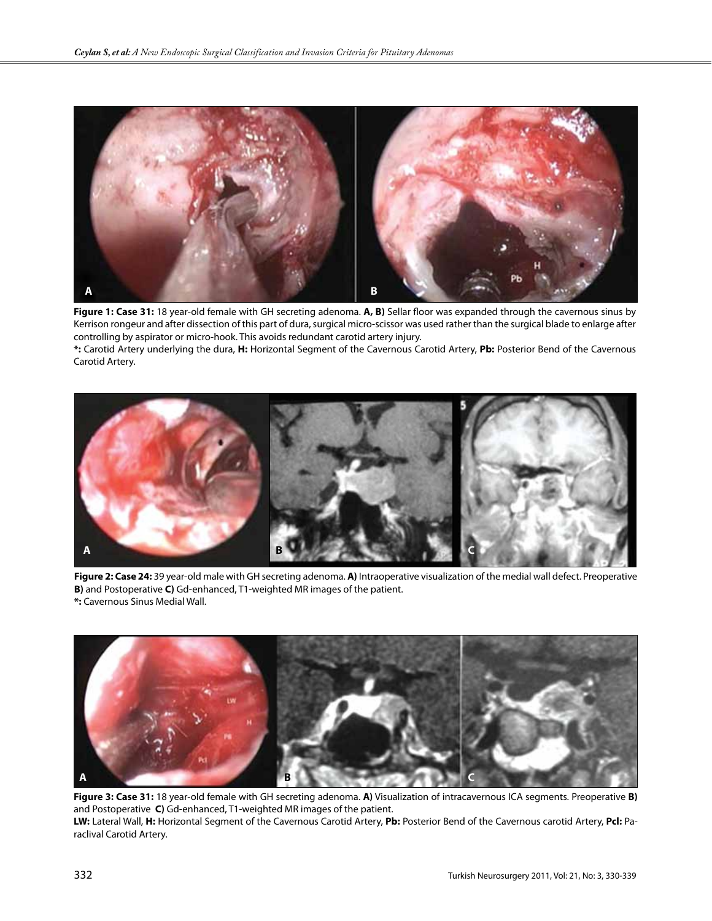**Figure 1: Case 31:** 18 year-old female with GH secreting adenoma. **A, B)** Sellar floor was expanded through the cavernous sinus by Kerrison rongeur and after dissection of this part of dura, surgical micro-scissor was used rather than the surgical blade to enlarge after controlling by aspirator or micro-hook. This avoids redundant carotid artery injury.
**\*:** Carotid Artery underlying the dura, **H:** Horizontal Segment of the Cavernous Carotid Artery, **Pb:** Posterior Bend of the Cavernous Carotid Artery.

**Figure 2: Case 24:** 39 year-old male with GH secreting adenoma. **A)** Intraoperative visualization of the medial wall defect. Preoperative **B)** and Postoperative **C)** Gd-enhanced, T1-weighted MR images of the patient.
**\*:** Cavernous Sinus Medial Wall.

**Figure 3: Case 31:** 18 year-old female with GH secreting adenoma. **A)** Visualization of intracavernous ICA segments. Preoperative **B)** and Postoperative **C)** Gd-enhanced, T1-weighted MR images of the patient.
**LW:** Lateral Wall, **H:** Horizontal Segment of the Cavernous Carotid Artery, **Pb:** Posterior Bend of the Cavernous carotid Artery, **Pcl:** Paraclival Carotid Artery.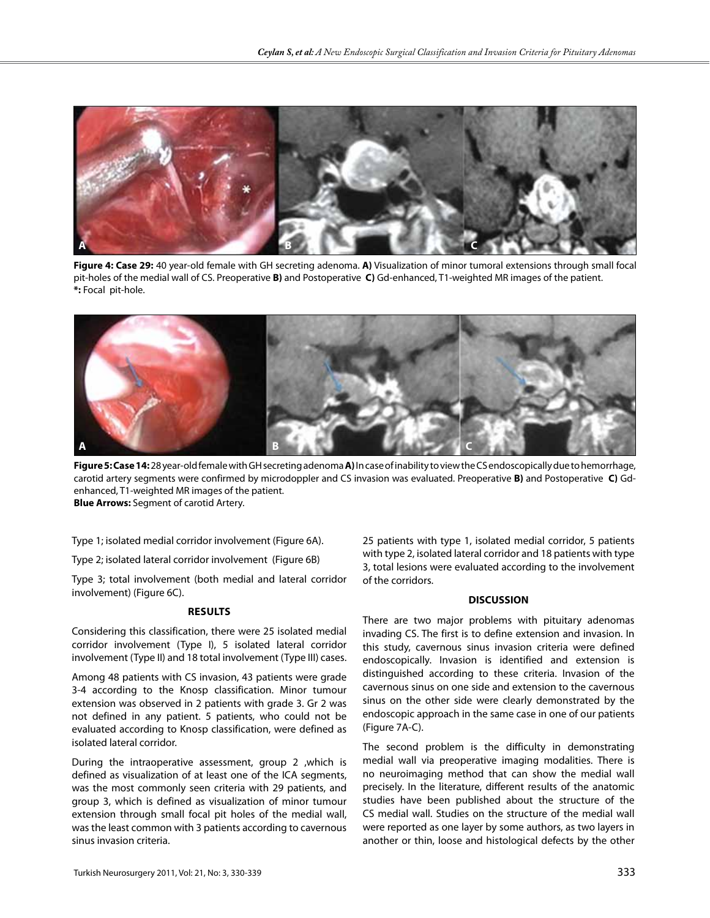**Figure 4: Case 29:** 40 year-old female with GH secreting adenoma. **A)** Visualization of minor tumoral extensions through small focal pit-holes of the medial wall of CS. Preoperative **B)** and Postoperative **C)** Gd-enhanced, T1-weighted MR images of the patient.
**\*:** Focal pit-hole.

**Figure 5: Case 14:** 28 year-old female with GH secreting adenoma **A)** In case of inability to view the CS endoscopically due to hemorrhage, carotid artery segments were confirmed by microdoppler and CS invasion was evaluated. Preoperative **B)** and Postoperative **C)** Gd-enhanced, T1-weighted MR images of the patient.
**Blue Arrows:** Segment of carotid Artery.

Type 1; isolated medial corridor involvement (Figure 6A).

Type 2; isolated lateral corridor involvement (Figure 6B)

Type 3; total involvement (both medial and lateral corridor involvement) (Figure 6C).

## RESULTS

Considering this classification, there were 25 isolated medial corridor involvement (Type I), 5 isolated lateral corridor involvement (Type II) and 18 total involvement (Type III) cases.

Among 48 patients with CS invasion, 43 patients were grade 3-4 according to the Knosp classification. Minor tumour extension was observed in 2 patients with grade 3. Gr 2 was not defined in any patient. 5 patients, who could not be evaluated according to Knosp classification, were defined as isolated lateral corridor.

During the intraoperative assessment, group 2 ,which is defined as visualization of at least one of the ICA segments, was the most commonly seen criteria with 29 patients, and group 3, which is defined as visualization of minor tumour extension through small focal pit holes of the medial wall, was the least common with 3 patients according to cavernous sinus invasion criteria.

25 patients with type 1, isolated medial corridor, 5 patients with type 2, isolated lateral corridor and 18 patients with type 3, total lesions were evaluated according to the involvement of the corridors.

## DISCUSSION

There are two major problems with pituitary adenomas invading CS. The first is to define extension and invasion. In this study, cavernous sinus invasion criteria were defined endoscopically. Invasion is identified and extension is distinguished according to these criteria. Invasion of the cavernous sinus on one side and extension to the cavernous sinus on the other side were clearly demonstrated by the endoscopic approach in the same case in one of our patients (Figure 7A-C).

The second problem is the difficulty in demonstrating medial wall via preoperative imaging modalities. There is no neuroimaging method that can show the medial wall precisely. In the literature, different results of the anatomic studies have been published about the structure of the CS medial wall. Studies on the structure of the medial wall were reported as one layer by some authors, as two layers in another or thin, loose and histological defects by the other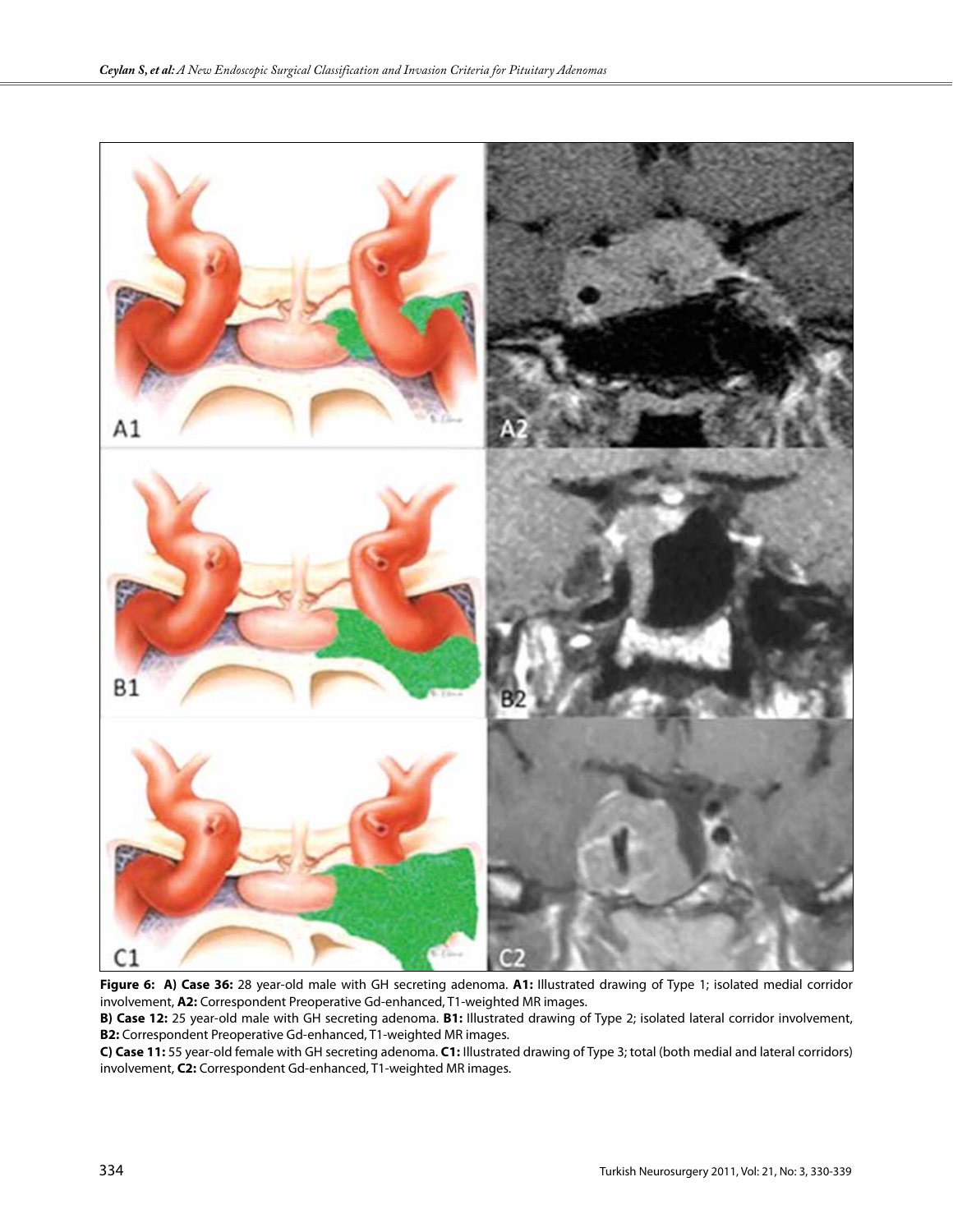**Figure 6: A) Case 36:** 28 year-old male with GH secreting adenoma. **A1:** Illustrated drawing of Type 1; isolated medial corridor involvement, **A2:** Correspondent Preoperative Gd-enhanced, T1-weighted MR images.

**B) Case 12:** 25 year-old male with GH secreting adenoma. **B1:** Illustrated drawing of Type 2; isolated lateral corridor involvement, **B2:** Correspondent Preoperative Gd-enhanced, T1-weighted MR images.

**C) Case 11:** 55 year-old female with GH secreting adenoma. **C1:** Illustrated drawing of Type 3; total (both medial and lateral corridors) involvement, **C2:** Correspondent Gd-enhanced, T1-weighted MR images.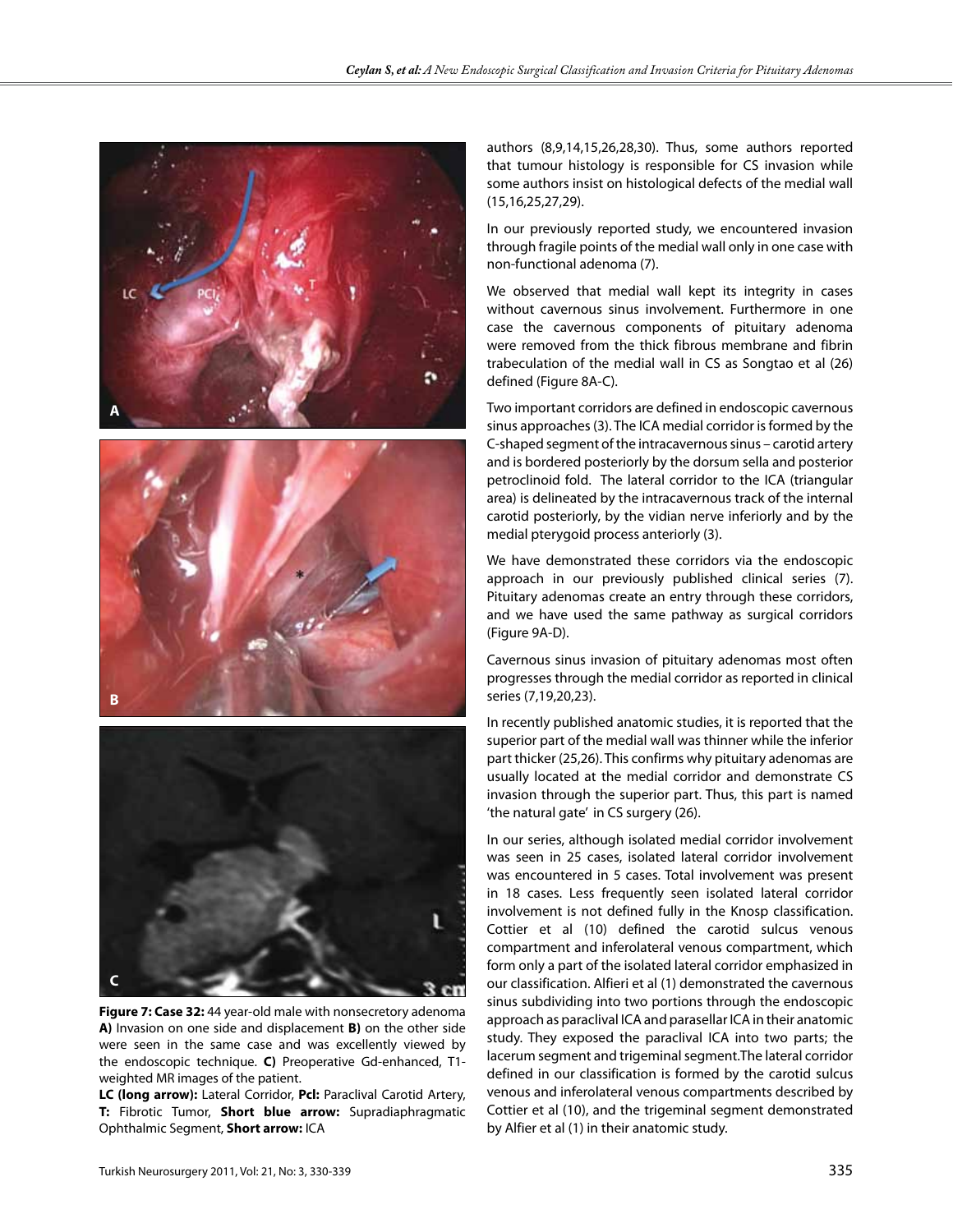**Figure 7: Case 32:** 44 year-old male with nonsecretory adenoma **A)** Invasion on one side and displacement **B)** on the other side were seen in the same case and was excellently viewed by the endoscopic technique. **C)** Preoperative Gd-enhanced, T1-weighted MR images of the patient.

**LC (long arrow):** Lateral Corridor, **Pcl:** Paraclival Carotid Artery, **T:** Fibrotic Tumor, **Short blue arrow:** Supradiaphragmatic Ophthalmic Segment, **Short arrow:** ICA

authors (8,9,14,15,26,28,30). Thus, some authors reported that tumour histology is responsible for CS invasion while some authors insist on histological defects of the medial wall (15,16,25,27,29).

In our previously reported study, we encountered invasion through fragile points of the medial wall only in one case with non-functional adenoma (7).

We observed that medial wall kept its integrity in cases without cavernous sinus involvement. Furthermore in one case the cavernous components of pituitary adenoma were removed from the thick fibrous membrane and fibrin trabeculation of the medial wall in CS as Songtao et al (26) defined (Figure 8A-C).

Two important corridors are defined in endoscopic cavernous sinus approaches (3). The ICA medial corridor is formed by the C-shaped segment of the intracavernous sinus – carotid artery and is bordered posteriorly by the dorsum sella and posterior petroclinoid fold. The lateral corridor to the ICA (triangular area) is delineated by the intracavernous track of the internal carotid posteriorly, by the vidian nerve inferiorly and by the medial pterygoid process anteriorly (3).

We have demonstrated these corridors via the endoscopic approach in our previously published clinical series (7). Pituitary adenomas create an entry through these corridors, and we have used the same pathway as surgical corridors (Figure 9A-D).

Cavernous sinus invasion of pituitary adenomas most often progresses through the medial corridor as reported in clinical series (7,19,20,23).

In recently published anatomic studies, it is reported that the superior part of the medial wall was thinner while the inferior part thicker (25,26). This confirms why pituitary adenomas are usually located at the medial corridor and demonstrate CS invasion through the superior part. Thus, this part is named 'the natural gate' in CS surgery (26).

In our series, although isolated medial corridor involvement was seen in 25 cases, isolated lateral corridor involvement was encountered in 5 cases. Total involvement was present in 18 cases. Less frequently seen isolated lateral corridor involvement is not defined fully in the Knosp classification. Cottier et al (10) defined the carotid sulcus venous compartment and inferolateral venous compartment, which form only a part of the isolated lateral corridor emphasized in our classification. Alfieri et al (1) demonstrated the cavernous sinus subdividing into two portions through the endoscopic approach as paraclival ICA and parasellar ICA in their anatomic study. They exposed the paraclival ICA into two parts; the lacerum segment and trigeminal segment.The lateral corridor defined in our classification is formed by the carotid sulcus venous and inferolateral venous compartments described by Cottier et al (10), and the trigeminal segment demonstrated by Alfier et al (1) in their anatomic study.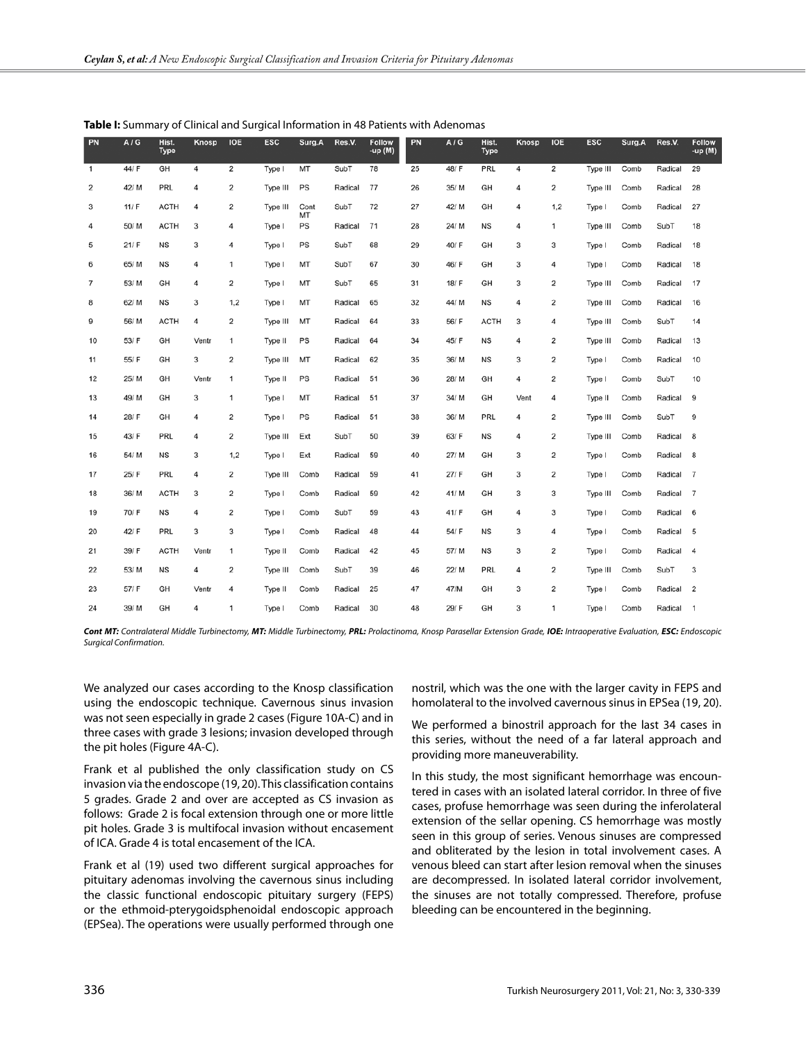**Table I:** Summary of Clinical and Surgical Information in 48 Patients with Adenomas

| PN | A / G | Hist. Type | Knosp | IOE | ESC | Surg.A | Res.V. | Follow -up (M) | PN | A / G | Hist. Type | Knosp | IOE | ESC | Surg.A | Res.V. | Follow -up (M) |
|---|---|---|---|---|---|---|---|---|---|---|---|---|---|---|---|---|---|
| 1 | 44/ F | GH | 4 | 2 | Type I | MT | SubT | 78 | 25 | 48/ F | PRL | 4 | 2 | Type III | Comb | Radical | 29 |
| 2 | 42/ M | PRL | 4 | 2 | Type III | PS | Radical | 77 | 26 | 35/ M | GH | 4 | 2 | Type III | Comb | Radical | 28 |
| 3 | 11/ F | ACTH | 4 | 2 | Type III | Cont MT | SubT | 72 | 27 | 42/ M | GH | 4 | 1,2 | Type I | Comb | Radical | 27 |
| 4 | 50/ M | ACTH | 3 | 4 | Type I | PS | Radical | 71 | 28 | 24/ M | NS | 4 | 1 | Type III | Comb | SubT | 18 |
| 5 | 21/ F | NS | 3 | 4 | Type I | PS | SubT | 68 | 29 | 40/ F | GH | 3 | 3 | Type I | Comb | Radical | 18 |
| 6 | 65/ M | NS | 4 | 1 | Type I | MT | SubT | 67 | 30 | 46/ F | GH | 3 | 4 | Type I | Comb | Radical | 18 |
| 7 | 53/ M | GH | 4 | 2 | Type I | MT | SubT | 65 | 31 | 18/ F | GH | 3 | 2 | Type III | Comb | Radical | 17 |
| 8 | 62/ M | NS | 3 | 1,2 | Type I | MT | Radical | 65 | 32 | 44/ M | NS | 4 | 2 | Type III | Comb | Radical | 16 |
| 9 | 56/ M | ACTH | 4 | 2 | Type III | MT | Radical | 64 | 33 | 56/ F | ACTH | 3 | 4 | Type III | Comb | SubT | 14 |
| 10 | 53/ F | GH | Ventr | 1 | Type II | PS | Radical | 64 | 34 | 45/ F | NS | 4 | 2 | Type III | Comb | Radical | 13 |
| 11 | 55/ F | GH | 3 | 2 | Type III | MT | Radical | 62 | 35 | 36/ M | NS | 3 | 2 | Type I | Comb | Radical | 10 |
| 12 | 25/ M | GH | Ventr | 1 | Type II | PS | Radical | 51 | 36 | 28/ M | GH | 4 | 2 | Type I | Comb | SubT | 10 |
| 13 | 49/ M | GH | 3 | 1 | Type I | MT | Radical | 51 | 37 | 34/ M | GH | Vent | 4 | Type II | Comb | Radical | 9 |
| 14 | 28/ F | GH | 4 | 2 | Type I | PS | Radical | 51 | 38 | 36/ M | PRL | 4 | 2 | Type III | Comb | SubT | 9 |
| 15 | 43/ F | PRL | 4 | 2 | Type III | Ext | SubT | 50 | 39 | 63/ F | NS | 4 | 2 | Type III | Comb | Radical | 8 |
| 16 | 54/ M | NS | 3 | 1,2 | Type I | Ext | Radical | 59 | 40 | 27/ M | GH | 3 | 2 | Type I | Comb | Radical | 8 |
| 17 | 25/ F | PRL | 4 | 2 | Type III | Comb | Radical | 59 | 41 | 27/ F | GH | 3 | 2 | Type I | Comb | Radical | 7 |
| 18 | 36/ M | ACTH | 3 | 2 | Type I | Comb | Radical | 59 | 42 | 41/ M | GH | 3 | 3 | Type III | Comb | Radical | 7 |
| 19 | 70/ F | NS | 4 | 2 | Type I | Comb | SubT | 59 | 43 | 41/ F | GH | 4 | 3 | Type I | Comb | Radical | 6 |
| 20 | 42/ F | PRL | 3 | 3 | Type I | Comb | Radical | 48 | 44 | 54/ F | NS | 3 | 4 | Type I | Comb | Radical | 5 |
| 21 | 39/ F | ACTH | Ventr | 1 | Type II | Comb | Radical | 42 | 45 | 57/ M | NS | 3 | 2 | Type I | Comb | Radical | 4 |
| 22 | 53/ M | NS | 4 | 2 | Type III | Comb | SubT | 39 | 46 | 22/ M | PRL | 4 | 2 | Type III | Comb | SubT | 3 |
| 23 | 57/ F | GH | Ventr | 4 | Type II | Comb | Radical | 25 | 47 | 47/M | GH | 3 | 2 | Type I | Comb | Radical | 2 |
| 24 | 39/ M | GH | 4 | 1 | Type I | Comb | Radical | 30 | 48 | 29/ F | GH | 3 | 1 | Type I | Comb | Radical | 1 |

***Cont MT:** Contralateral Middle Turbinectomy, **MT:** Middle Turbinectomy, **PRL:** Prolactinoma, **Knosp** Parasellar Extension Grade, **IOE:** Intraoperative Evaluation, **ESC:** Endoscopic Surgical Confirmation.*

We analyzed our cases according to the Knosp classification using the endoscopic technique. Cavernous sinus invasion was not seen especially in grade 2 cases (Figure 10A-C) and in three cases with grade 3 lesions; invasion developed through the pit holes (Figure 4A-C).

Frank et al published the only classification study on CS invasion via the endoscope (19, 20). This classification contains 5 grades. Grade 2 and over are accepted as CS invasion as follows: Grade 2 is focal extension through one or more little pit holes. Grade 3 is multifocal invasion without encasement of ICA. Grade 4 is total encasement of the ICA.

Frank et al (19) used two different surgical approaches for pituitary adenomas involving the cavernous sinus including the classic functional endoscopic pituitary surgery (FEPS) or the ethmoid-pterygoidsphenoidal endoscopic approach (EPSea). The operations were usually performed through one nostril, which was the one with the larger cavity in FEPS and homolateral to the involved cavernous sinus in EPSea (19, 20).

We performed a binostril approach for the last 34 cases in this series, without the need of a far lateral approach and providing more maneuverability.

In this study, the most significant hemorrhage was encountered in cases with an isolated lateral corridor. In three of five cases, profuse hemorrhage was seen during the inferolateral extension of the sellar opening. CS hemorrhage was mostly seen in this group of series. Venous sinuses are compressed and obliterated by the lesion in total involvement cases. A venous bleed can start after lesion removal when the sinuses are decompressed. In isolated lateral corridor involvement, the sinuses are not totally compressed. Therefore, profuse bleeding can be encountered in the beginning.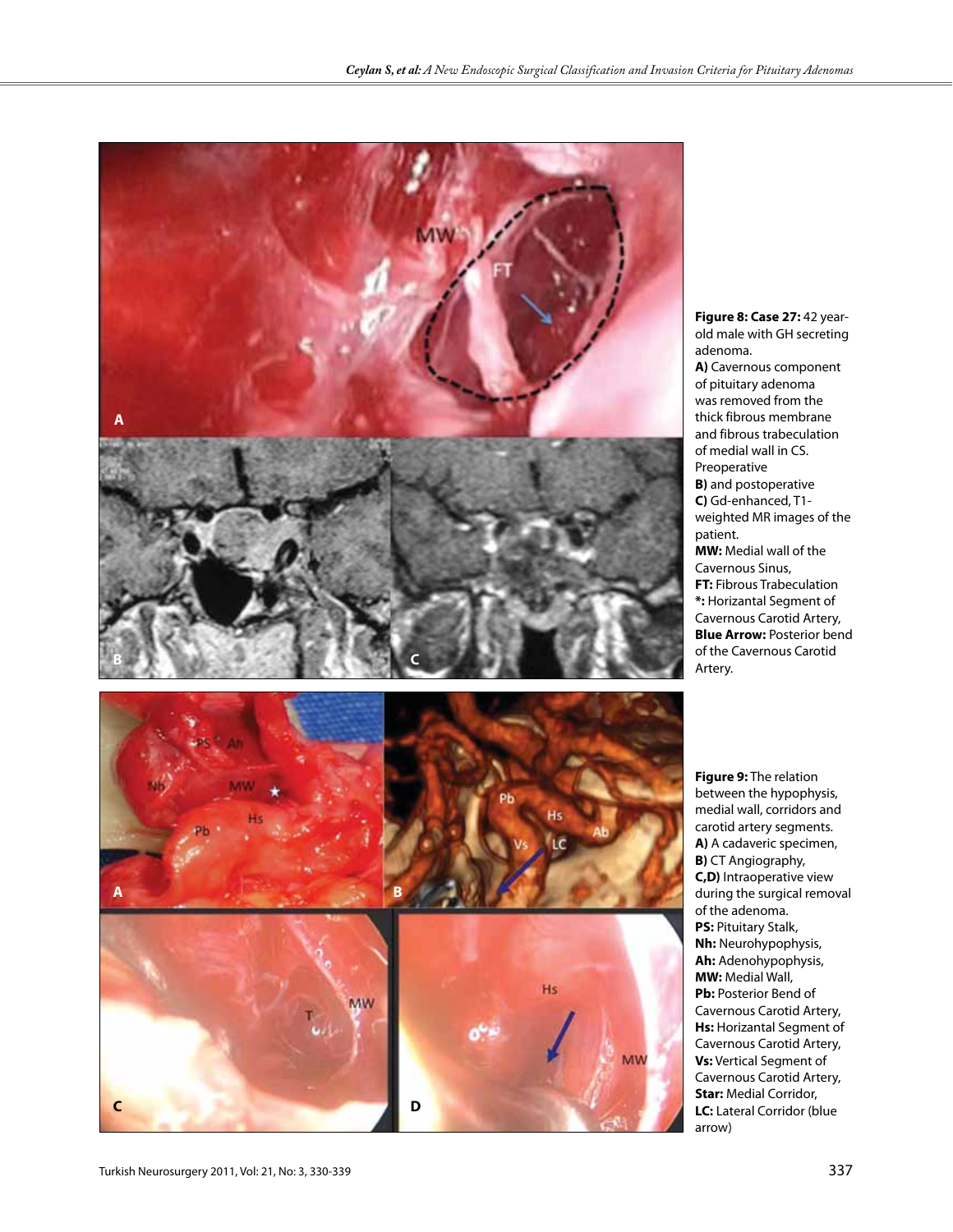**Figure 8: Case 27:** 42 year-old male with GH secreting adenoma.
**A)** Cavernous component of pituitary adenoma was removed from the thick fibrous membrane and fibrous trabeculation of medial wall in CS. Preoperative **B)** and postoperative **C)** Gd-enhanced, T1-weighted MR images of the patient.
**MW:** Medial wall of the Cavernous Sinus,
**FT:** Fibrous Trabeculation
***:** Horizantal Segment of Cavernous Carotid Artery,
**Blue Arrow:** Posterior bend of the Cavernous Carotid Artery.

**Figure 9:** The relation between the hypophysis, medial wall, corridors and carotid artery segments.
**A)** A cadaveric specimen,
**B)** CT Angiography,
**C,D)** Intraoperative view during the surgical removal of the adenoma.
**PS:** Pituitary Stalk,
**Nh:** Neurohypophysis,
**Ah:** Adenohypophysis,
**MW:** Medial Wall,
**Pb:** Posterior Bend of Cavernous Carotid Artery,
**Hs:** Horizantal Segment of Cavernous Carotid Artery,
**Vs:** Vertical Segment of Cavernous Carotid Artery,
**Star:** Medial Corridor,
**LC:** Lateral Corridor (blue arrow)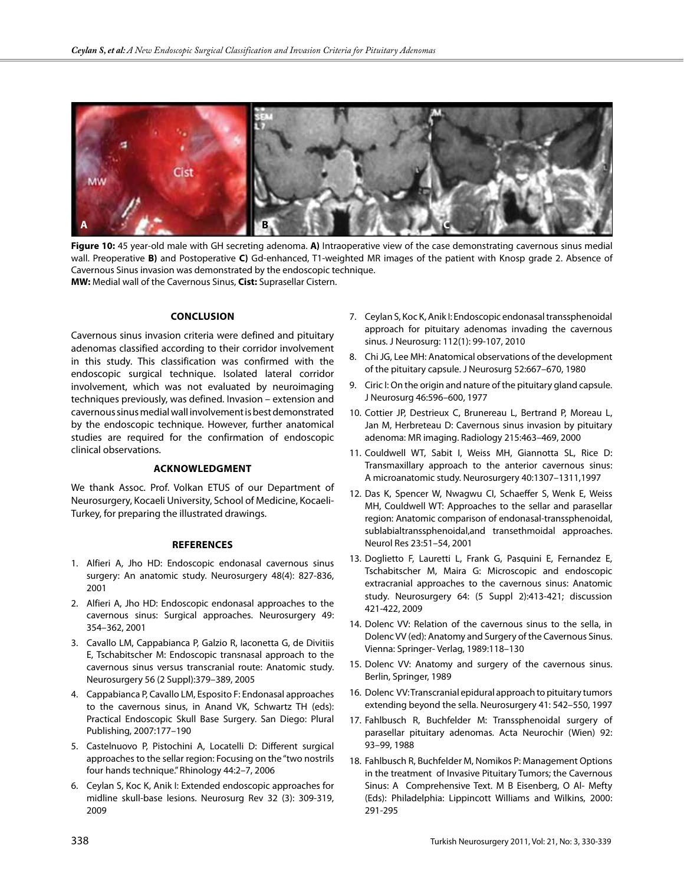**Figure 10:** 45 year-old male with GH secreting adenoma. **A)** Intraoperative view of the case demonstrating cavernous sinus medial wall. Preoperative **B)** and Postoperative **C)** Gd-enhanced, T1-weighted MR images of the patient with Knosp grade 2. Absence of Cavernous Sinus invasion was demonstrated by the endoscopic technique.
**MW:** Medial wall of the Cavernous Sinus, **Cist:** Suprasellar Cistern.

## CONCLUSION

Cavernous sinus invasion criteria were defined and pituitary adenomas classified according to their corridor involvement in this study. This classification was confirmed with the endoscopic surgical technique. Isolated lateral corridor involvement, which was not evaluated by neuroimaging techniques previously, was defined. Invasion – extension and cavernous sinus medial wall involvement is best demonstrated by the endoscopic technique. However, further anatomical studies are required for the confirmation of endoscopic clinical observations.

## ACKNOWLEDGMENT

We thank Assoc. Prof. Volkan ETUS of our Department of Neurosurgery, Kocaeli University, School of Medicine, Kocaeli-Turkey, for preparing the illustrated drawings.

## REFERENCES

1. Alfieri A, Jho HD: Endoscopic endonasal cavernous sinus surgery: An anatomic study. Neurosurgery 48(4): 827-836, 2001
2. Alfieri A, Jho HD: Endoscopic endonasal approaches to the cavernous sinus: Surgical approaches. Neurosurgery 49: 354–362, 2001
3. Cavallo LM, Cappabianca P, Galzio R, Iaconetta G, de Divitiis E, Tschabitscher M: Endoscopic transnasal approach to the cavernous sinus versus transcranial route: Anatomic study. Neurosurgery 56 (2 Suppl):379–389, 2005
4. Cappabianca P, Cavallo LM, Esposito F: Endonasal approaches to the cavernous sinus, in Anand VK, Schwartz TH (eds): Practical Endoscopic Skull Base Surgery. San Diego: Plural Publishing, 2007:177–190
5. Castelnuovo P, Pistochini A, Locatelli D: Different surgical approaches to the sellar region: Focusing on the "two nostrils four hands technique." Rhinology 44:2–7, 2006
6. Ceylan S, Koc K, Anik I: Extended endoscopic approaches for midline skull-base lesions. Neurosurg Rev 32 (3): 309-319, 2009
7. Ceylan S, Koc K, Anik I: Endoscopic endonasal transsphenoidal approach for pituitary adenomas invading the cavernous sinus. J Neurosurg: 112(1): 99-107, 2010
8. Chi JG, Lee MH: Anatomical observations of the development of the pituitary capsule. J Neurosurg 52:667–670, 1980
9. Ciric I: On the origin and nature of the pituitary gland capsule. J Neurosurg 46:596–600, 1977
10. Cottier JP, Destrieux C, Brunereau L, Bertrand P, Moreau L, Jan M, Herbreteau D: Cavernous sinus invasion by pituitary adenoma: MR imaging. Radiology 215:463–469, 2000
11. Couldwell WT, Sabit I, Weiss MH, Giannotta SL, Rice D: Transmaxillary approach to the anterior cavernous sinus: A microanatomic study. Neurosurgery 40:1307–1311,1997
12. Das K, Spencer W, Nwagwu CI, Schaeffer S, Wenk E, Weiss MH, Couldwell WT: Approaches to the sellar and parasellar region: Anatomic comparison of endonasal-transsphenoidal, sublabialtranssphenoidal,and transethmoidal approaches. Neurol Res 23:51–54, 2001
13. Doglietto F, Lauretti L, Frank G, Pasquini E, Fernandez E, Tschabitscher M, Maira G: Microscopic and endoscopic extracranial approaches to the cavernous sinus: Anatomic study. Neurosurgery 64: (5 Suppl 2):413-421; discussion 421-422, 2009
14. Dolenc VV: Relation of the cavernous sinus to the sella, in Dolenc VV (ed): Anatomy and Surgery of the Cavernous Sinus. Vienna: Springer- Verlag, 1989:118–130
15. Dolenc VV: Anatomy and surgery of the cavernous sinus. Berlin, Springer, 1989
16. Dolenc VV: Transcranial epidural approach to pituitary tumors extending beyond the sella. Neurosurgery 41: 542–550, 1997
17. Fahlbusch R, Buchfelder M: Transsphenoidal surgery of parasellar pituitary adenomas. Acta Neurochir (Wien) 92: 93–99, 1988
18. Fahlbusch R, Buchfelder M, Nomikos P: Management Options in the treatment of Invasive Pituitary Tumors; the Cavernous Sinus: A Comprehensive Text. M B Eisenberg, O Al- Mefty (Eds): Philadelphia: Lippincott Williams and Wilkins, 2000: 291-295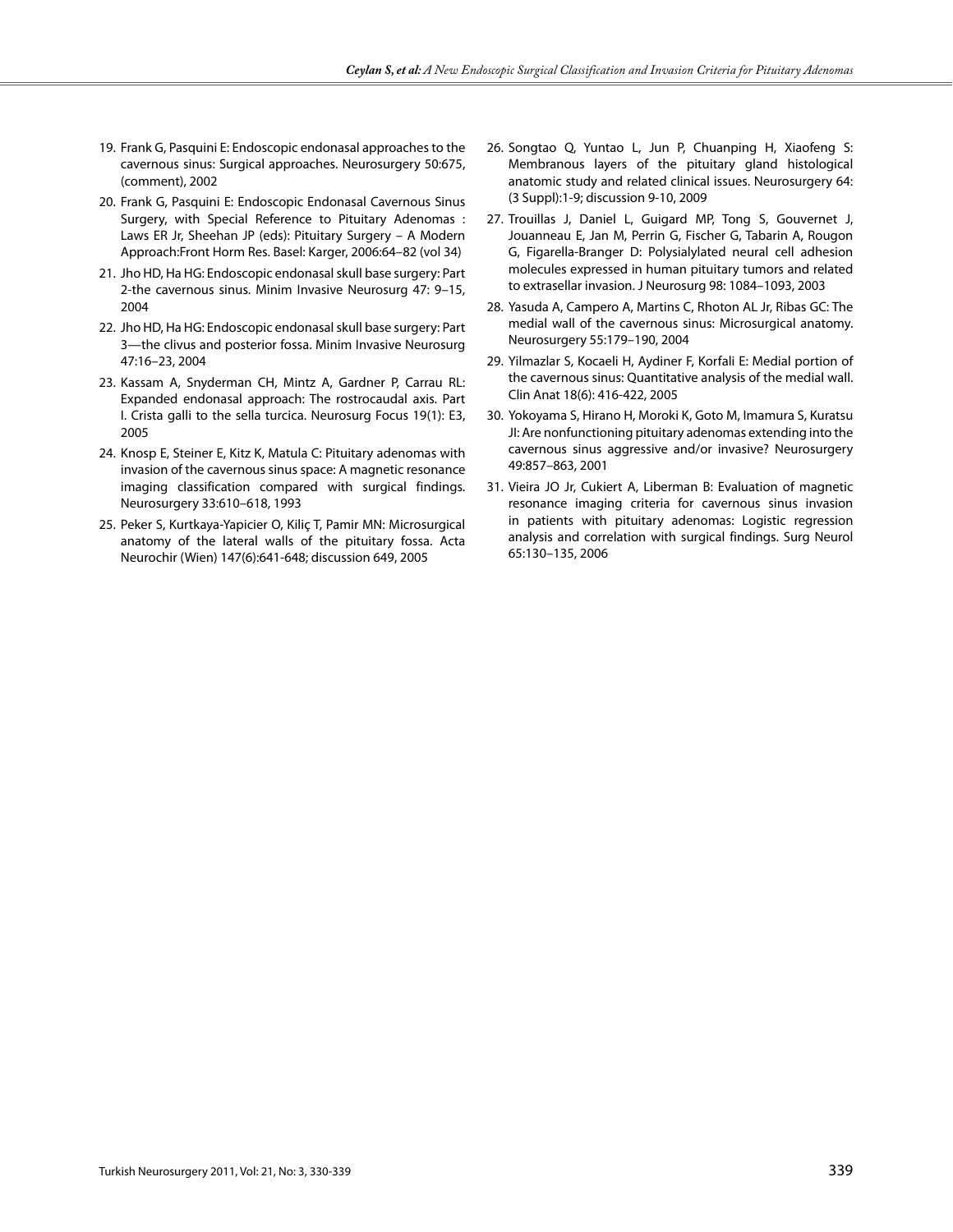19. Frank G, Pasquini E: Endoscopic endonasal approaches to the cavernous sinus: Surgical approaches. Neurosurgery 50:675, (comment), 2002

20. Frank G, Pasquini E: Endoscopic Endonasal Cavernous Sinus Surgery, with Special Reference to Pituitary Adenomas : Laws ER Jr, Sheehan JP (eds): Pituitary Surgery – A Modern Approach:Front Horm Res. Basel: Karger, 2006:64–82 (vol 34)

21. Jho HD, Ha HG: Endoscopic endonasal skull base surgery: Part 2-the cavernous sinus. Minim Invasive Neurosurg 47: 9–15, 2004

22. Jho HD, Ha HG: Endoscopic endonasal skull base surgery: Part 3—the clivus and posterior fossa. Minim Invasive Neurosurg 47:16–23, 2004

23. Kassam A, Snyderman CH, Mintz A, Gardner P, Carrau RL: Expanded endonasal approach: The rostrocaudal axis. Part I. Crista galli to the sella turcica. Neurosurg Focus 19(1): E3, 2005

24. Knosp E, Steiner E, Kitz K, Matula C: Pituitary adenomas with invasion of the cavernous sinus space: A magnetic resonance imaging classification compared with surgical findings. Neurosurgery 33:610–618, 1993

25. Peker S, Kurtkaya-Yapicier O, Kiliç T, Pamir MN: Microsurgical anatomy of the lateral walls of the pituitary fossa. Acta Neurochir (Wien) 147(6):641-648; discussion 649, 2005

26. Songtao Q, Yuntao L, Jun P, Chuanping H, Xiaofeng S: Membranous layers of the pituitary gland histological anatomic study and related clinical issues. Neurosurgery 64: (3 Suppl):1-9; discussion 9-10, 2009

27. Trouillas J, Daniel L, Guigard MP, Tong S, Gouvernet J, Jouanneau E, Jan M, Perrin G, Fischer G, Tabarin A, Rougon G, Figarella-Branger D: Polysialylated neural cell adhesion molecules expressed in human pituitary tumors and related to extrasellar invasion. J Neurosurg 98: 1084–1093, 2003

28. Yasuda A, Campero A, Martins C, Rhoton AL Jr, Ribas GC: The medial wall of the cavernous sinus: Microsurgical anatomy. Neurosurgery 55:179–190, 2004

29. Yilmazlar S, Kocaeli H, Aydiner F, Korfali E: Medial portion of the cavernous sinus: Quantitative analysis of the medial wall. Clin Anat 18(6): 416-422, 2005

30. Yokoyama S, Hirano H, Moroki K, Goto M, Imamura S, Kuratsu JI: Are nonfunctioning pituitary adenomas extending into the cavernous sinus aggressive and/or invasive? Neurosurgery 49:857–863, 2001

31. Vieira JO Jr, Cukiert A, Liberman B: Evaluation of magnetic resonance imaging criteria for cavernous sinus invasion in patients with pituitary adenomas: Logistic regression analysis and correlation with surgical findings. Surg Neurol 65:130–135, 2006